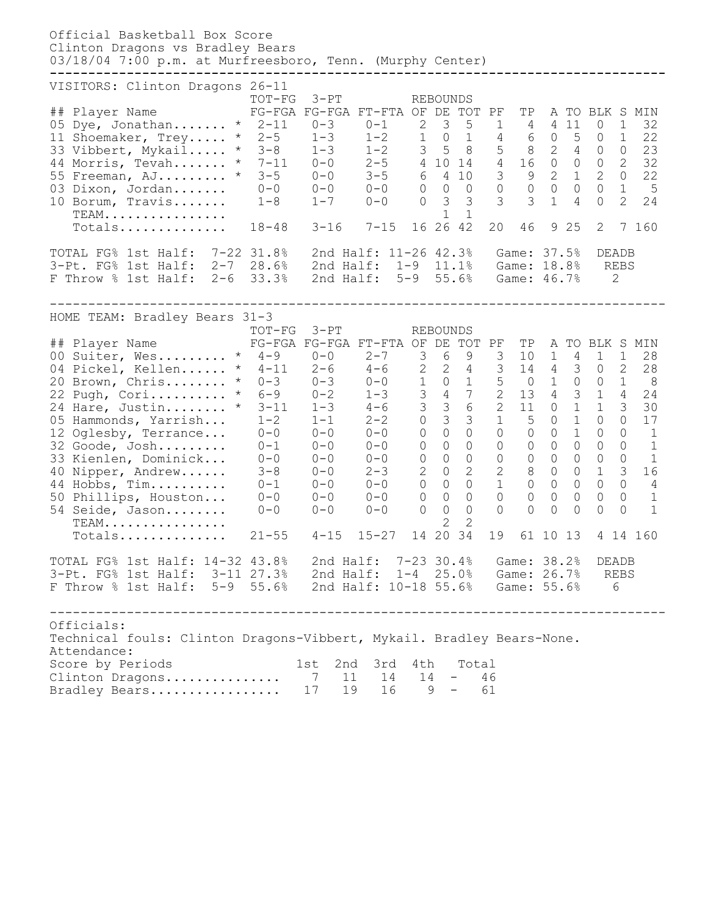Official Basketball Box Score
Clinton Dragons vs Bradley Bears
03/18/04 7:00 p.m. at Murfreesboro, Tenn. (Murphy Center)

VISITORS: Clinton Dragons 26-11

| ## | Player Name | | TOT-FG FG-FGA | 3-PT FG-FGA | FT-FTA | REBOUNDS OF | DE | TOT | PF | TP | A | TO | BLK | S | MIN |
|---|---|---|---|---|---|---|---|---|---|---|---|---|---|---|---|
| 05 | Dye, Jonathan....... | * | 2-11 | 0-3 | 0-1 | 2 | 3 | 5 | 1 | 4 | 4 | 11 | 0 | 1 | 32 |
| 11 | Shoemaker, Trey..... | * | 2-5 | 1-3 | 1-2 | 1 | 0 | 1 | 4 | 6 | 0 | 5 | 0 | 1 | 22 |
| 33 | Vibbert, Mykail..... | * | 3-8 | 1-3 | 1-2 | 3 | 5 | 8 | 5 | 8 | 2 | 4 | 0 | 0 | 23 |
| 44 | Morris, Tevah....... | * | 7-11 | 0-0 | 2-5 | 4 | 10 | 14 | 4 | 16 | 0 | 0 | 0 | 2 | 32 |
| 55 | Freeman, AJ......... | * | 3-5 | 0-0 | 3-5 | 6 | 4 | 10 | 3 | 9 | 2 | 1 | 2 | 0 | 22 |
| 03 | Dixon, Jordan....... | | 0-0 | 0-0 | 0-0 | 0 | 0 | 0 | 0 | 0 | 0 | 0 | 0 | 1 | 5 |
| 10 | Borum, Travis....... | | 1-8 | 1-7 | 0-0 | 0 | 3 | 3 | 3 | 3 | 1 | 4 | 0 | 2 | 24 |
| | TEAM................ | | | | | | 1 | 1 | | | | | | | |
| | Totals.............. | | 18-48 | 3-16 | 7-15 | 16 | 26 | 42 | 20 | 46 | 9 | 25 | 2 | 7 | 160 |

TOTAL FG% 1st Half: 7-22 31.8% 2nd Half: 11-26 42.3% Game: 37.5% DEADB
3-Pt. FG% 1st Half: 2-7 28.6% 2nd Half: 1-9 11.1% Game: 18.8% REBS
F Throw % 1st Half: 2-6 33.3% 2nd Half: 5-9 55.6% Game: 46.7% 2

HOME TEAM: Bradley Bears 31-3

| ## | Player Name | | TOT-FG FG-FGA | 3-PT FG-FGA | FT-FTA | REBOUNDS OF | DE | TOT | PF | TP | A | TO | BLK | S | MIN |
|---|---|---|---|---|---|---|---|---|---|---|---|---|---|---|---|
| 00 | Suiter, Wes......... | * | 4-9 | 0-0 | 2-7 | 3 | 6 | 9 | 3 | 10 | 1 | 4 | 1 | 1 | 28 |
| 04 | Pickel, Kellen...... | * | 4-11 | 2-6 | 4-6 | 2 | 2 | 4 | 3 | 14 | 4 | 3 | 0 | 2 | 28 |
| 20 | Brown, Chris........ | * | 0-3 | 0-3 | 0-0 | 1 | 0 | 1 | 5 | 0 | 1 | 0 | 0 | 1 | 8 |
| 22 | Pugh, Cori.......... | * | 6-9 | 0-2 | 1-3 | 3 | 4 | 7 | 2 | 13 | 4 | 3 | 1 | 4 | 24 |
| 24 | Hare, Justin........ | * | 3-11 | 1-3 | 4-6 | 3 | 3 | 6 | 2 | 11 | 0 | 1 | 1 | 3 | 30 |
| 05 | Hammonds, Yarrish... | | 1-2 | 1-1 | 2-2 | 0 | 3 | 3 | 1 | 5 | 0 | 1 | 0 | 0 | 17 |
| 12 | Oglesby, Terrance... | | 0-0 | 0-0 | 0-0 | 0 | 0 | 0 | 0 | 0 | 0 | 1 | 0 | 0 | 1 |
| 32 | Goode, Josh......... | | 0-1 | 0-0 | 0-0 | 0 | 0 | 0 | 0 | 0 | 0 | 0 | 0 | 0 | 1 |
| 33 | Kienlen, Dominick... | | 0-0 | 0-0 | 0-0 | 0 | 0 | 0 | 0 | 0 | 0 | 0 | 0 | 0 | 1 |
| 40 | Nipper, Andrew...... | | 3-8 | 0-0 | 2-3 | 2 | 0 | 2 | 2 | 8 | 0 | 0 | 1 | 3 | 16 |
| 44 | Hobbs, Tim.......... | | 0-1 | 0-0 | 0-0 | 0 | 0 | 0 | 1 | 0 | 0 | 0 | 0 | 0 | 4 |
| 50 | Phillips, Houston... | | 0-0 | 0-0 | 0-0 | 0 | 0 | 0 | 0 | 0 | 0 | 0 | 0 | 0 | 1 |
| 54 | Seide, Jason........ | | 0-0 | 0-0 | 0-0 | 0 | 0 | 0 | 0 | 0 | 0 | 0 | 0 | 0 | 1 |
| | TEAM................ | | | | | | 2 | 2 | | | | | | | |
| | Totals.............. | | 21-55 | 4-15 | 15-27 | 14 | 20 | 34 | 19 | 61 | 10 | 13 | 4 | 14 | 160 |

TOTAL FG% 1st Half: 14-32 43.8% 2nd Half: 7-23 30.4% Game: 38.2% DEADB
3-Pt. FG% 1st Half: 3-11 27.3% 2nd Half: 1-4 25.0% Game: 26.7% REBS
F Throw % 1st Half: 5-9 55.6% 2nd Half: 10-18 55.6% Game: 55.6% 6

Officials:
Technical fouls: Clinton Dragons-Vibbert, Mykail. Bradley Bears-None.
Attendance:

| Score by Periods | 1st | 2nd | 3rd | 4th | | Total |
|---|---|---|---|---|---|---|
| Clinton Dragons............... | 7 | 11 | 14 | 14 | - | 46 |
| Bradley Bears................. | 17 | 19 | 16 | 9 | - | 61 |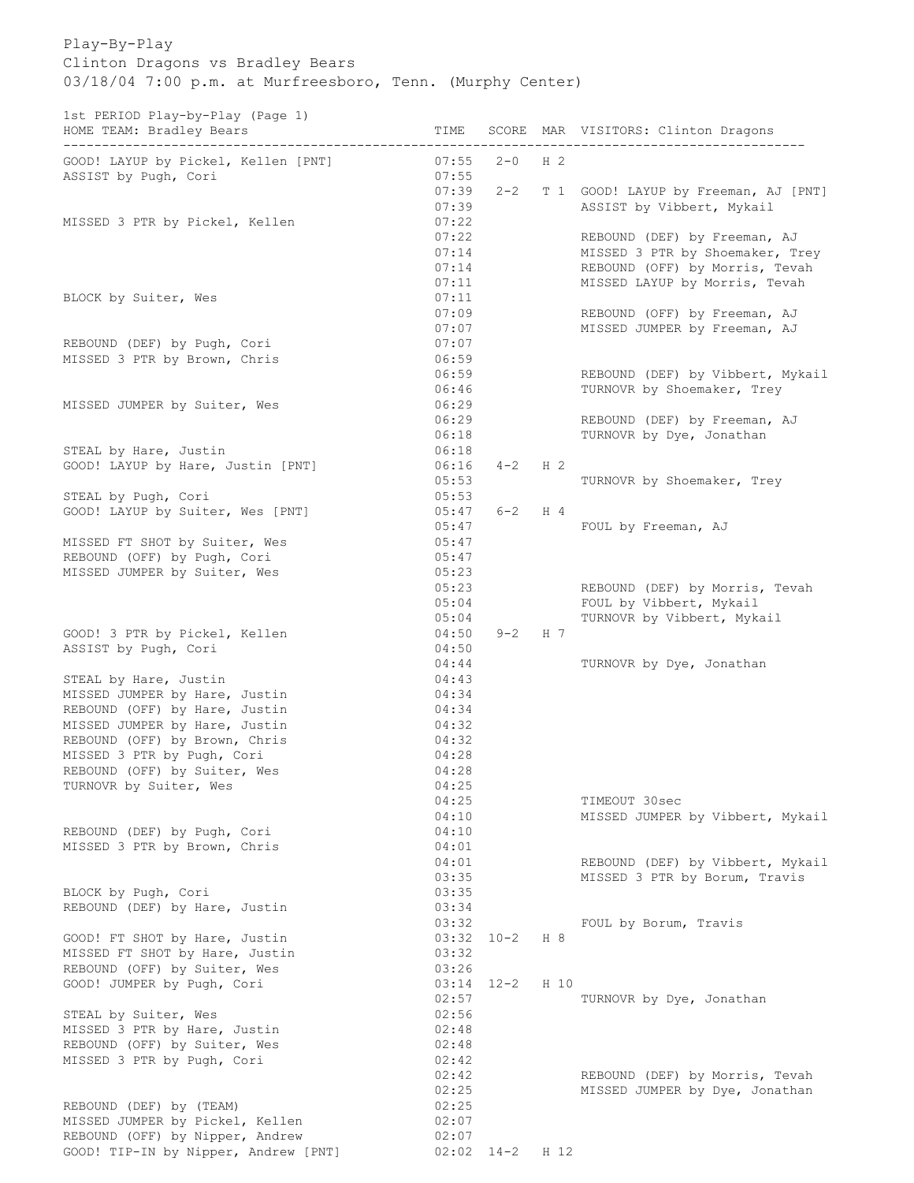Play-By-Play

Clinton Dragons vs Bradley Bears

03/18/04 7:00 p.m. at Murfreesboro, Tenn. (Murphy Center)

1st PERIOD Play-by-Play (Page 1)

| HOME TEAM: Bradley Bears | TIME | SCORE | MAR | VISITORS: Clinton Dragons |
|---|---|---|---|---|
| GOOD! LAYUP by Pickel, Kellen [PNT] | 07:55 | 2-0 | H 2 | |
| ASSIST by Pugh, Cori | 07:55 | | | |
| | 07:39 | 2-2 | T 1 | GOOD! LAYUP by Freeman, AJ [PNT] |
| | 07:39 | | | ASSIST by Vibbert, Mykail |
| MISSED 3 PTR by Pickel, Kellen | 07:22 | | | |
| | 07:22 | | | REBOUND (DEF) by Freeman, AJ |
| | 07:14 | | | MISSED 3 PTR by Shoemaker, Trey |
| | 07:14 | | | REBOUND (OFF) by Morris, Tevah |
| | 07:11 | | | MISSED LAYUP by Morris, Tevah |
| BLOCK by Suiter, Wes | 07:11 | | | |
| | 07:09 | | | REBOUND (OFF) by Freeman, AJ |
| | 07:07 | | | MISSED JUMPER by Freeman, AJ |
| REBOUND (DEF) by Pugh, Cori | 07:07 | | | |
| MISSED 3 PTR by Brown, Chris | 06:59 | | | |
| | 06:59 | | | REBOUND (DEF) by Vibbert, Mykail |
| | 06:46 | | | TURNOVR by Shoemaker, Trey |
| MISSED JUMPER by Suiter, Wes | 06:29 | | | |
| | 06:29 | | | REBOUND (DEF) by Freeman, AJ |
| | 06:18 | | | TURNOVR by Dye, Jonathan |
| STEAL by Hare, Justin | 06:18 | | | |
| GOOD! LAYUP by Hare, Justin [PNT] | 06:16 | 4-2 | H 2 | |
| | 05:53 | | | TURNOVR by Shoemaker, Trey |
| STEAL by Pugh, Cori | 05:53 | | | |
| GOOD! LAYUP by Suiter, Wes [PNT] | 05:47 | 6-2 | H 4 | |
| | 05:47 | | | FOUL by Freeman, AJ |
| MISSED FT SHOT by Suiter, Wes | 05:47 | | | |
| REBOUND (OFF) by Pugh, Cori | 05:47 | | | |
| MISSED JUMPER by Suiter, Wes | 05:23 | | | |
| | 05:23 | | | REBOUND (DEF) by Morris, Tevah |
| | 05:04 | | | FOUL by Vibbert, Mykail |
| | 05:04 | | | TURNOVR by Vibbert, Mykail |
| GOOD! 3 PTR by Pickel, Kellen | 04:50 | 9-2 | H 7 | |
| ASSIST by Pugh, Cori | 04:50 | | | |
| | 04:44 | | | TURNOVR by Dye, Jonathan |
| STEAL by Hare, Justin | 04:43 | | | |
| MISSED JUMPER by Hare, Justin | 04:34 | | | |
| REBOUND (OFF) by Hare, Justin | 04:34 | | | |
| MISSED JUMPER by Hare, Justin | 04:32 | | | |
| REBOUND (OFF) by Brown, Chris | 04:32 | | | |
| MISSED 3 PTR by Pugh, Cori | 04:28 | | | |
| REBOUND (OFF) by Suiter, Wes | 04:28 | | | |
| TURNOVR by Suiter, Wes | 04:25 | | | |
| | 04:25 | | | TIMEOUT 30sec |
| | 04:10 | | | MISSED JUMPER by Vibbert, Mykail |
| REBOUND (DEF) by Pugh, Cori | 04:10 | | | |
| MISSED 3 PTR by Brown, Chris | 04:01 | | | |
| | 04:01 | | | REBOUND (DEF) by Vibbert, Mykail |
| | 03:35 | | | MISSED 3 PTR by Borum, Travis |
| BLOCK by Pugh, Cori | 03:35 | | | |
| REBOUND (DEF) by Hare, Justin | 03:34 | | | |
| | 03:32 | | | FOUL by Borum, Travis |
| GOOD! FT SHOT by Hare, Justin | 03:32 | 10-2 | H 8 | |
| MISSED FT SHOT by Hare, Justin | 03:32 | | | |
| REBOUND (OFF) by Suiter, Wes | 03:26 | | | |
| GOOD! JUMPER by Pugh, Cori | 03:14 | 12-2 | H 10 | |
| | 02:57 | | | TURNOVR by Dye, Jonathan |
| STEAL by Suiter, Wes | 02:56 | | | |
| MISSED 3 PTR by Hare, Justin | 02:48 | | | |
| REBOUND (OFF) by Suiter, Wes | 02:48 | | | |
| MISSED 3 PTR by Pugh, Cori | 02:42 | | | |
| | 02:42 | | | REBOUND (DEF) by Morris, Tevah |
| | 02:25 | | | MISSED JUMPER by Dye, Jonathan |
| REBOUND (DEF) by (TEAM) | 02:25 | | | |
| MISSED JUMPER by Pickel, Kellen | 02:07 | | | |
| REBOUND (OFF) by Nipper, Andrew | 02:07 | | | |
| GOOD! TIP-IN by Nipper, Andrew [PNT] | 02:02 | 14-2 | H 12 | |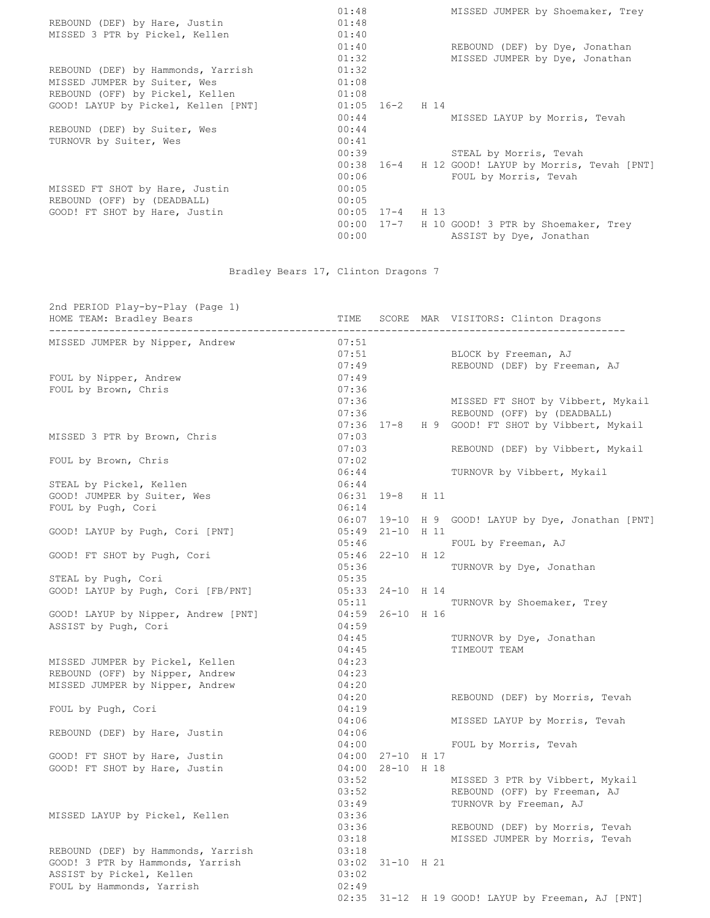| HOME | TIME | SCORE | MAR | VISITORS |
|---|---|---|---|---|
| | 01:48 | | | MISSED JUMPER by Shoemaker, Trey |
| REBOUND (DEF) by Hare, Justin | 01:48 | | | |
| MISSED 3 PTR by Pickel, Kellen | 01:40 | | | |
| | 01:40 | | | REBOUND (DEF) by Dye, Jonathan |
| | 01:32 | | | MISSED JUMPER by Dye, Jonathan |
| REBOUND (DEF) by Hammonds, Yarrish | 01:32 | | | |
| MISSED JUMPER by Suiter, Wes | 01:08 | | | |
| REBOUND (OFF) by Pickel, Kellen | 01:08 | | | |
| GOOD! LAYUP by Pickel, Kellen [PNT] | 01:05 | 16-2 | H 14 | |
| | 00:44 | | | MISSED LAYUP by Morris, Tevah |
| REBOUND (DEF) by Suiter, Wes | 00:44 | | | |
| TURNOVR by Suiter, Wes | 00:41 | | | |
| | 00:39 | | | STEAL by Morris, Tevah |
| | 00:38 | 16-4 | H 12 | GOOD! LAYUP by Morris, Tevah [PNT] |
| | 00:06 | | | FOUL by Morris, Tevah |
| MISSED FT SHOT by Hare, Justin | 00:05 | | | |
| REBOUND (OFF) by (DEADBALL) | 00:05 | | | |
| GOOD! FT SHOT by Hare, Justin | 00:05 | 17-4 | H 13 | |
| | 00:00 | 17-7 | H 10 | GOOD! 3 PTR by Shoemaker, Trey |
| | 00:00 | | | ASSIST by Dye, Jonathan |

Bradley Bears 17, Clinton Dragons 7

## 2nd PERIOD Play-by-Play (Page 1)

| HOME TEAM: Bradley Bears | TIME | SCORE | MAR | VISITORS: Clinton Dragons |
|---|---|---|---|---|
| MISSED JUMPER by Nipper, Andrew | 07:51 | | | |
| | 07:51 | | | BLOCK by Freeman, AJ |
| | 07:49 | | | REBOUND (DEF) by Freeman, AJ |
| FOUL by Nipper, Andrew | 07:49 | | | |
| FOUL by Brown, Chris | 07:36 | | | |
| | 07:36 | | | MISSED FT SHOT by Vibbert, Mykail |
| | 07:36 | | | REBOUND (OFF) by (DEADBALL) |
| | 07:36 | 17-8 | H 9 | GOOD! FT SHOT by Vibbert, Mykail |
| MISSED 3 PTR by Brown, Chris | 07:03 | | | |
| | 07:03 | | | REBOUND (DEF) by Vibbert, Mykail |
| FOUL by Brown, Chris | 07:02 | | | |
| | 06:44 | | | TURNOVR by Vibbert, Mykail |
| STEAL by Pickel, Kellen | 06:44 | | | |
| GOOD! JUMPER by Suiter, Wes | 06:31 | 19-8 | H 11 | |
| FOUL by Pugh, Cori | 06:14 | | | |
| | 06:07 | 19-10 | H 9 | GOOD! LAYUP by Dye, Jonathan [PNT] |
| GOOD! LAYUP by Pugh, Cori [PNT] | 05:49 | 21-10 | H 11 | |
| | 05:46 | | | FOUL by Freeman, AJ |
| GOOD! FT SHOT by Pugh, Cori | 05:46 | 22-10 | H 12 | |
| | 05:36 | | | TURNOVR by Dye, Jonathan |
| STEAL by Pugh, Cori | 05:35 | | | |
| GOOD! LAYUP by Pugh, Cori [FB/PNT] | 05:33 | 24-10 | H 14 | |
| | 05:11 | | | TURNOVR by Shoemaker, Trey |
| GOOD! LAYUP by Nipper, Andrew [PNT] | 04:59 | 26-10 | H 16 | |
| ASSIST by Pugh, Cori | 04:59 | | | |
| | 04:45 | | | TURNOVR by Dye, Jonathan |
| | 04:45 | | | TIMEOUT TEAM |
| MISSED JUMPER by Pickel, Kellen | 04:23 | | | |
| REBOUND (OFF) by Nipper, Andrew | 04:23 | | | |
| MISSED JUMPER by Nipper, Andrew | 04:20 | | | |
| | 04:20 | | | REBOUND (DEF) by Morris, Tevah |
| FOUL by Pugh, Cori | 04:19 | | | |
| | 04:06 | | | MISSED LAYUP by Morris, Tevah |
| REBOUND (DEF) by Hare, Justin | 04:06 | | | |
| | 04:00 | | | FOUL by Morris, Tevah |
| GOOD! FT SHOT by Hare, Justin | 04:00 | 27-10 | H 17 | |
| GOOD! FT SHOT by Hare, Justin | 04:00 | 28-10 | H 18 | |
| | 03:52 | | | MISSED 3 PTR by Vibbert, Mykail |
| | 03:52 | | | REBOUND (OFF) by Freeman, AJ |
| | 03:49 | | | TURNOVR by Freeman, AJ |
| MISSED LAYUP by Pickel, Kellen | 03:36 | | | |
| | 03:36 | | | REBOUND (DEF) by Morris, Tevah |
| | 03:18 | | | MISSED JUMPER by Morris, Tevah |
| REBOUND (DEF) by Hammonds, Yarrish | 03:18 | | | |
| GOOD! 3 PTR by Hammonds, Yarrish | 03:02 | 31-10 | H 21 | |
| ASSIST by Pickel, Kellen | 03:02 | | | |
| FOUL by Hammonds, Yarrish | 02:49 | | | |
| | 02:35 | 31-12 | H 19 | GOOD! LAYUP by Freeman, AJ [PNT] |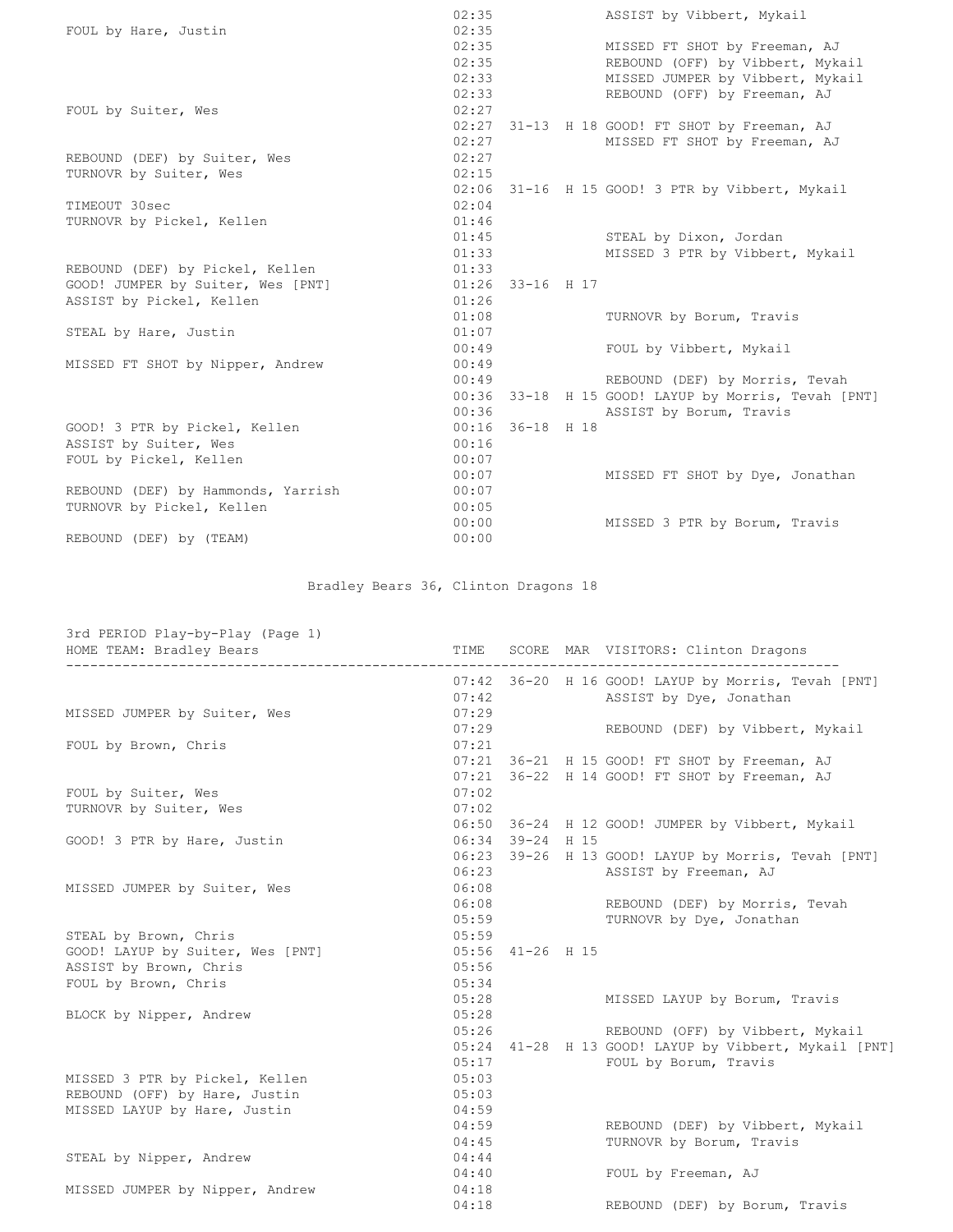| HOME TEAM: Bradley Bears | TIME | SCORE | MAR | VISITORS: Clinton Dragons |
|---|---|---|---|---|
| | 02:35 | | | ASSIST by Vibbert, Mykail |
| FOUL by Hare, Justin | 02:35 | | | |
| | 02:35 | | | MISSED FT SHOT by Freeman, AJ |
| | 02:35 | | | REBOUND (OFF) by Vibbert, Mykail |
| | 02:33 | | | MISSED JUMPER by Vibbert, Mykail |
| | 02:33 | | | REBOUND (OFF) by Freeman, AJ |
| FOUL by Suiter, Wes | 02:27 | | | |
| | 02:27 | 31-13 | H 18 | GOOD! FT SHOT by Freeman, AJ |
| | 02:27 | | | MISSED FT SHOT by Freeman, AJ |
| REBOUND (DEF) by Suiter, Wes | 02:27 | | | |
| TURNOVR by Suiter, Wes | 02:15 | | | |
| | 02:06 | 31-16 | H 15 | GOOD! 3 PTR by Vibbert, Mykail |
| TIMEOUT 30sec | 02:04 | | | |
| TURNOVR by Pickel, Kellen | 01:46 | | | |
| | 01:45 | | | STEAL by Dixon, Jordan |
| | 01:33 | | | MISSED 3 PTR by Vibbert, Mykail |
| REBOUND (DEF) by Pickel, Kellen | 01:33 | | | |
| GOOD! JUMPER by Suiter, Wes [PNT] | 01:26 | 33-16 | H 17 | |
| ASSIST by Pickel, Kellen | 01:26 | | | |
| | 01:08 | | | TURNOVR by Borum, Travis |
| STEAL by Hare, Justin | 01:07 | | | |
| | 00:49 | | | FOUL by Vibbert, Mykail |
| MISSED FT SHOT by Nipper, Andrew | 00:49 | | | |
| | 00:49 | | | REBOUND (DEF) by Morris, Tevah |
| | 00:36 | 33-18 | H 15 | GOOD! LAYUP by Morris, Tevah [PNT] |
| | 00:36 | | | ASSIST by Borum, Travis |
| GOOD! 3 PTR by Pickel, Kellen | 00:16 | 36-18 | H 18 | |
| ASSIST by Suiter, Wes | 00:16 | | | |
| FOUL by Pickel, Kellen | 00:07 | | | |
| | 00:07 | | | MISSED FT SHOT by Dye, Jonathan |
| REBOUND (DEF) by Hammonds, Yarrish | 00:07 | | | |
| TURNOVR by Pickel, Kellen | 00:05 | | | |
| | 00:00 | | | MISSED 3 PTR by Borum, Travis |
| REBOUND (DEF) by (TEAM) | 00:00 | | | |

Bradley Bears 36, Clinton Dragons 18

3rd PERIOD Play-by-Play (Page 1)

| HOME TEAM: Bradley Bears | TIME | SCORE | MAR | VISITORS: Clinton Dragons |
|---|---|---|---|---|
| | 07:42 | 36-20 | H 16 | GOOD! LAYUP by Morris, Tevah [PNT] |
| | 07:42 | | | ASSIST by Dye, Jonathan |
| MISSED JUMPER by Suiter, Wes | 07:29 | | | |
| | 07:29 | | | REBOUND (DEF) by Vibbert, Mykail |
| FOUL by Brown, Chris | 07:21 | | | |
| | 07:21 | 36-21 | H 15 | GOOD! FT SHOT by Freeman, AJ |
| | 07:21 | 36-22 | H 14 | GOOD! FT SHOT by Freeman, AJ |
| FOUL by Suiter, Wes | 07:02 | | | |
| TURNOVR by Suiter, Wes | 07:02 | | | |
| | 06:50 | 36-24 | H 12 | GOOD! JUMPER by Vibbert, Mykail |
| GOOD! 3 PTR by Hare, Justin | 06:34 | 39-24 | H 15 | |
| | 06:23 | 39-26 | H 13 | GOOD! LAYUP by Morris, Tevah [PNT] |
| | 06:23 | | | ASSIST by Freeman, AJ |
| MISSED JUMPER by Suiter, Wes | 06:08 | | | |
| | 06:08 | | | REBOUND (DEF) by Morris, Tevah |
| | 05:59 | | | TURNOVR by Dye, Jonathan |
| STEAL by Brown, Chris | 05:59 | | | |
| GOOD! LAYUP by Suiter, Wes [PNT] | 05:56 | 41-26 | H 15 | |
| ASSIST by Brown, Chris | 05:56 | | | |
| FOUL by Brown, Chris | 05:34 | | | |
| | 05:28 | | | MISSED LAYUP by Borum, Travis |
| BLOCK by Nipper, Andrew | 05:28 | | | |
| | 05:26 | | | REBOUND (OFF) by Vibbert, Mykail |
| | 05:24 | 41-28 | H 13 | GOOD! LAYUP by Vibbert, Mykail [PNT] |
| | 05:17 | | | FOUL by Borum, Travis |
| MISSED 3 PTR by Pickel, Kellen | 05:03 | | | |
| REBOUND (OFF) by Hare, Justin | 05:03 | | | |
| MISSED LAYUP by Hare, Justin | 04:59 | | | |
| | 04:59 | | | REBOUND (DEF) by Vibbert, Mykail |
| | 04:45 | | | TURNOVR by Borum, Travis |
| STEAL by Nipper, Andrew | 04:44 | | | |
| | 04:40 | | | FOUL by Freeman, AJ |
| MISSED JUMPER by Nipper, Andrew | 04:18 | | | |
| | 04:18 | | | REBOUND (DEF) by Borum, Travis |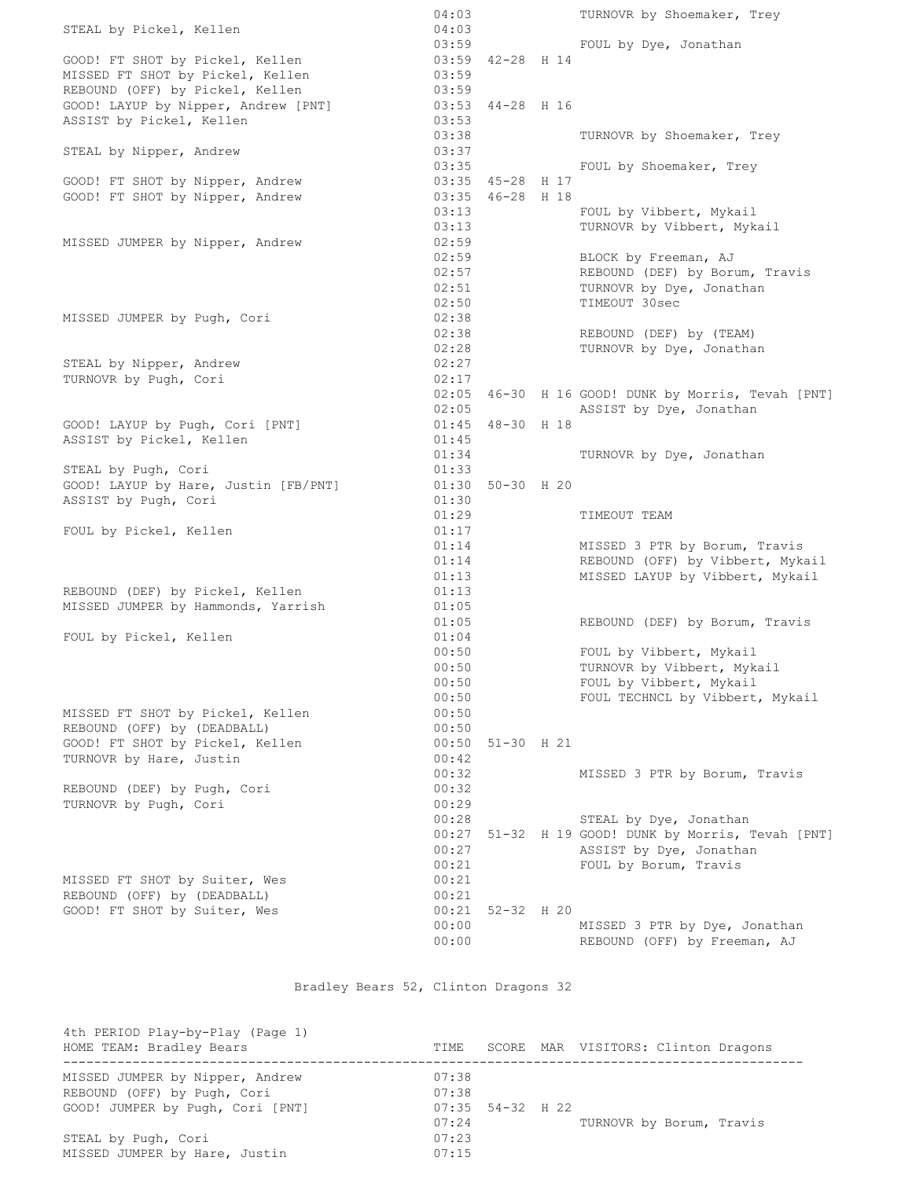| HOME TEAM: Bradley Bears | TIME | SCORE | MAR | VISITORS: Clinton Dragons |
|---|---|---|---|---|
| | 04:03 | | | TURNOVR by Shoemaker, Trey |
| STEAL by Pickel, Kellen | 04:03 | | | |
| | 03:59 | | | FOUL by Dye, Jonathan |
| GOOD! FT SHOT by Pickel, Kellen | 03:59 | 42-28 | H 14 | |
| MISSED FT SHOT by Pickel, Kellen | 03:59 | | | |
| REBOUND (OFF) by Pickel, Kellen | 03:59 | | | |
| GOOD! LAYUP by Nipper, Andrew [PNT] | 03:53 | 44-28 | H 16 | |
| ASSIST by Pickel, Kellen | 03:53 | | | |
| | 03:38 | | | TURNOVR by Shoemaker, Trey |
| STEAL by Nipper, Andrew | 03:37 | | | |
| | 03:35 | | | FOUL by Shoemaker, Trey |
| GOOD! FT SHOT by Nipper, Andrew | 03:35 | 45-28 | H 17 | |
| GOOD! FT SHOT by Nipper, Andrew | 03:35 | 46-28 | H 18 | |
| | 03:13 | | | FOUL by Vibbert, Mykail |
| | 03:13 | | | TURNOVR by Vibbert, Mykail |
| MISSED JUMPER by Nipper, Andrew | 02:59 | | | |
| | 02:59 | | | BLOCK by Freeman, AJ |
| | 02:57 | | | REBOUND (DEF) by Borum, Travis |
| | 02:51 | | | TURNOVR by Dye, Jonathan |
| | 02:50 | | | TIMEOUT 30sec |
| MISSED JUMPER by Pugh, Cori | 02:38 | | | |
| | 02:38 | | | REBOUND (DEF) by (TEAM) |
| | 02:28 | | | TURNOVR by Dye, Jonathan |
| STEAL by Nipper, Andrew | 02:27 | | | |
| TURNOVR by Pugh, Cori | 02:17 | | | |
| | 02:05 | 46-30 | H 16 | GOOD! DUNK by Morris, Tevah [PNT] |
| | 02:05 | | | ASSIST by Dye, Jonathan |
| GOOD! LAYUP by Pugh, Cori [PNT] | 01:45 | 48-30 | H 18 | |
| ASSIST by Pickel, Kellen | 01:45 | | | |
| | 01:34 | | | TURNOVR by Dye, Jonathan |
| STEAL by Pugh, Cori | 01:33 | | | |
| GOOD! LAYUP by Hare, Justin [FB/PNT] | 01:30 | 50-30 | H 20 | |
| ASSIST by Pugh, Cori | 01:30 | | | |
| | 01:29 | | | TIMEOUT TEAM |
| FOUL by Pickel, Kellen | 01:17 | | | |
| | 01:14 | | | MISSED 3 PTR by Borum, Travis |
| | 01:14 | | | REBOUND (OFF) by Vibbert, Mykail |
| | 01:13 | | | MISSED LAYUP by Vibbert, Mykail |
| REBOUND (DEF) by Pickel, Kellen | 01:13 | | | |
| MISSED JUMPER by Hammonds, Yarrish | 01:05 | | | |
| | 01:05 | | | REBOUND (DEF) by Borum, Travis |
| FOUL by Pickel, Kellen | 01:04 | | | |
| | 00:50 | | | FOUL by Vibbert, Mykail |
| | 00:50 | | | TURNOVR by Vibbert, Mykail |
| | 00:50 | | | FOUL by Vibbert, Mykail |
| | 00:50 | | | FOUL TECHNCL by Vibbert, Mykail |
| MISSED FT SHOT by Pickel, Kellen | 00:50 | | | |
| REBOUND (OFF) by (DEADBALL) | 00:50 | | | |
| GOOD! FT SHOT by Pickel, Kellen | 00:50 | 51-30 | H 21 | |
| TURNOVR by Hare, Justin | 00:42 | | | |
| | 00:32 | | | MISSED 3 PTR by Borum, Travis |
| REBOUND (DEF) by Pugh, Cori | 00:32 | | | |
| TURNOVR by Pugh, Cori | 00:29 | | | |
| | 00:28 | | | STEAL by Dye, Jonathan |
| | 00:27 | 51-32 | H 19 | GOOD! DUNK by Morris, Tevah [PNT] |
| | 00:27 | | | ASSIST by Dye, Jonathan |
| | 00:21 | | | FOUL by Borum, Travis |
| MISSED FT SHOT by Suiter, Wes | 00:21 | | | |
| REBOUND (OFF) by (DEADBALL) | 00:21 | | | |
| GOOD! FT SHOT by Suiter, Wes | 00:21 | 52-32 | H 20 | |
| | 00:00 | | | MISSED 3 PTR by Dye, Jonathan |
| | 00:00 | | | REBOUND (OFF) by Freeman, AJ |

Bradley Bears 52, Clinton Dragons 32

4th PERIOD Play-by-Play (Page 1)

| HOME TEAM: Bradley Bears | TIME | SCORE | MAR | VISITORS: Clinton Dragons |
|---|---|---|---|---|
| MISSED JUMPER by Nipper, Andrew | 07:38 | | | |
| REBOUND (OFF) by Pugh, Cori | 07:38 | | | |
| GOOD! JUMPER by Pugh, Cori [PNT] | 07:35 | 54-32 | H 22 | |
| | 07:24 | | | TURNOVR by Borum, Travis |
| STEAL by Pugh, Cori | 07:23 | | | |
| MISSED JUMPER by Hare, Justin | 07:15 | | | |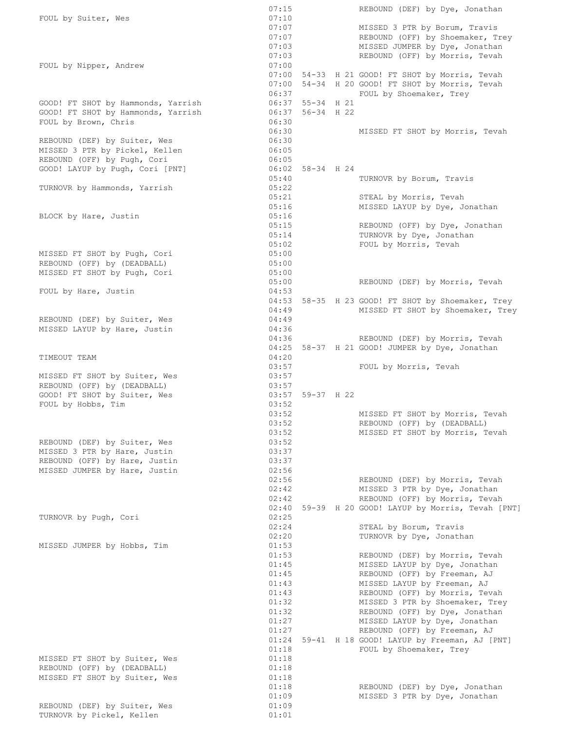| Home | Time | Score | Margin | Visitor |
|---|---|---|---|---|
| | 07:15 | | | REBOUND (DEF) by Dye, Jonathan |
| FOUL by Suiter, Wes | 07:10 | | | |
| | 07:07 | | | MISSED 3 PTR by Borum, Travis |
| | 07:07 | | | REBOUND (OFF) by Shoemaker, Trey |
| | 07:03 | | | MISSED JUMPER by Dye, Jonathan |
| | 07:03 | | | REBOUND (OFF) by Morris, Tevah |
| FOUL by Nipper, Andrew | 07:00 | | | |
| | 07:00 | 54-33 | H 21 | GOOD! FT SHOT by Morris, Tevah |
| | 07:00 | 54-34 | H 20 | GOOD! FT SHOT by Morris, Tevah |
| | 06:37 | | | FOUL by Shoemaker, Trey |
| GOOD! FT SHOT by Hammonds, Yarrish | 06:37 | 55-34 | H 21 | |
| GOOD! FT SHOT by Hammonds, Yarrish | 06:37 | 56-34 | H 22 | |
| FOUL by Brown, Chris | 06:30 | | | |
| | 06:30 | | | MISSED FT SHOT by Morris, Tevah |
| REBOUND (DEF) by Suiter, Wes | 06:30 | | | |
| MISSED 3 PTR by Pickel, Kellen | 06:05 | | | |
| REBOUND (OFF) by Pugh, Cori | 06:05 | | | |
| GOOD! LAYUP by Pugh, Cori [PNT] | 06:02 | 58-34 | H 24 | |
| | 05:40 | | | TURNOVR by Borum, Travis |
| TURNOVR by Hammonds, Yarrish | 05:22 | | | |
| | 05:21 | | | STEAL by Morris, Tevah |
| | 05:16 | | | MISSED LAYUP by Dye, Jonathan |
| BLOCK by Hare, Justin | 05:16 | | | |
| | 05:15 | | | REBOUND (OFF) by Dye, Jonathan |
| | 05:14 | | | TURNOVR by Dye, Jonathan |
| | 05:02 | | | FOUL by Morris, Tevah |
| MISSED FT SHOT by Pugh, Cori | 05:00 | | | |
| REBOUND (OFF) by (DEADBALL) | 05:00 | | | |
| MISSED FT SHOT by Pugh, Cori | 05:00 | | | |
| | 05:00 | | | REBOUND (DEF) by Morris, Tevah |
| FOUL by Hare, Justin | 04:53 | | | |
| | 04:53 | 58-35 | H 23 | GOOD! FT SHOT by Shoemaker, Trey |
| | 04:49 | | | MISSED FT SHOT by Shoemaker, Trey |
| REBOUND (DEF) by Suiter, Wes | 04:49 | | | |
| MISSED LAYUP by Hare, Justin | 04:36 | | | |
| | 04:36 | | | REBOUND (DEF) by Morris, Tevah |
| | 04:25 | 58-37 | H 21 | GOOD! JUMPER by Dye, Jonathan |
| TIMEOUT TEAM | 04:20 | | | |
| | 03:57 | | | FOUL by Morris, Tevah |
| MISSED FT SHOT by Suiter, Wes | 03:57 | | | |
| REBOUND (OFF) by (DEADBALL) | 03:57 | | | |
| GOOD! FT SHOT by Suiter, Wes | 03:57 | 59-37 | H 22 | |
| FOUL by Hobbs, Tim | 03:52 | | | |
| | 03:52 | | | MISSED FT SHOT by Morris, Tevah |
| | 03:52 | | | REBOUND (OFF) by (DEADBALL) |
| | 03:52 | | | MISSED FT SHOT by Morris, Tevah |
| REBOUND (DEF) by Suiter, Wes | 03:52 | | | |
| MISSED 3 PTR by Hare, Justin | 03:37 | | | |
| REBOUND (OFF) by Hare, Justin | 03:37 | | | |
| MISSED JUMPER by Hare, Justin | 02:56 | | | |
| | 02:56 | | | REBOUND (DEF) by Morris, Tevah |
| | 02:42 | | | MISSED 3 PTR by Dye, Jonathan |
| | 02:42 | | | REBOUND (OFF) by Morris, Tevah |
| | 02:40 | 59-39 | H 20 | GOOD! LAYUP by Morris, Tevah [PNT] |
| TURNOVR by Pugh, Cori | 02:25 | | | |
| | 02:24 | | | STEAL by Borum, Travis |
| | 02:20 | | | TURNOVR by Dye, Jonathan |
| MISSED JUMPER by Hobbs, Tim | 01:53 | | | |
| | 01:53 | | | REBOUND (DEF) by Morris, Tevah |
| | 01:45 | | | MISSED LAYUP by Dye, Jonathan |
| | 01:45 | | | REBOUND (OFF) by Freeman, AJ |
| | 01:43 | | | MISSED LAYUP by Freeman, AJ |
| | 01:43 | | | REBOUND (OFF) by Morris, Tevah |
| | 01:32 | | | MISSED 3 PTR by Shoemaker, Trey |
| | 01:32 | | | REBOUND (OFF) by Dye, Jonathan |
| | 01:27 | | | MISSED LAYUP by Dye, Jonathan |
| | 01:27 | | | REBOUND (OFF) by Freeman, AJ |
| | 01:24 | 59-41 | H 18 | GOOD! LAYUP by Freeman, AJ [PNT] |
| | 01:18 | | | FOUL by Shoemaker, Trey |
| MISSED FT SHOT by Suiter, Wes | 01:18 | | | |
| REBOUND (OFF) by (DEADBALL) | 01:18 | | | |
| MISSED FT SHOT by Suiter, Wes | 01:18 | | | |
| | 01:18 | | | REBOUND (DEF) by Dye, Jonathan |
| | 01:09 | | | MISSED 3 PTR by Dye, Jonathan |
| REBOUND (DEF) by Suiter, Wes | 01:09 | | | |
| TURNOVR by Pickel, Kellen | 01:01 | | | |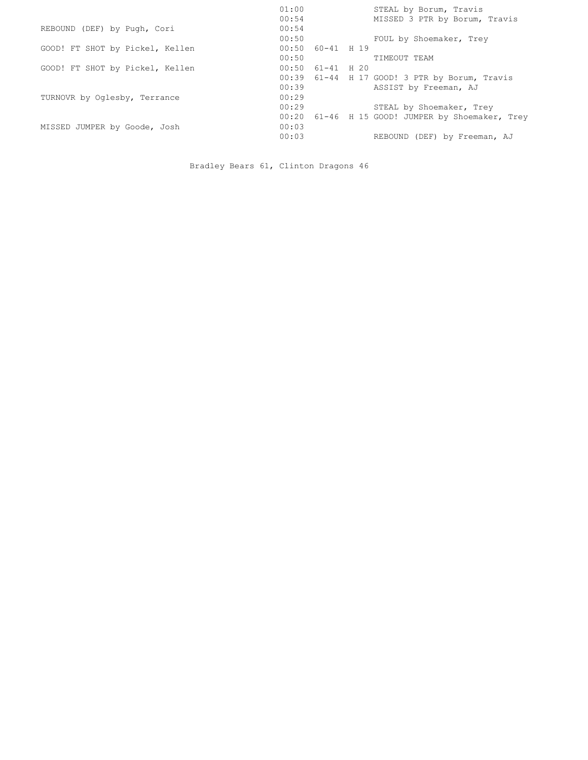| Home | Time | Score | Margin | Visitor |
|---|---|---|---|---|
| | 01:00 | | | STEAL by Borum, Travis |
| | 00:54 | | | MISSED 3 PTR by Borum, Travis |
| REBOUND (DEF) by Pugh, Cori | 00:54 | | | |
| | 00:50 | | | FOUL by Shoemaker, Trey |
| GOOD! FT SHOT by Pickel, Kellen | 00:50 | 60-41 | H 19 | |
| | 00:50 | | | TIMEOUT TEAM |
| GOOD! FT SHOT by Pickel, Kellen | 00:50 | 61-41 | H 20 | |
| | 00:39 | 61-44 | H 17 | GOOD! 3 PTR by Borum, Travis |
| | 00:39 | | | ASSIST by Freeman, AJ |
| TURNOVR by Oglesby, Terrance | 00:29 | | | |
| | 00:29 | | | STEAL by Shoemaker, Trey |
| | 00:20 | 61-46 | H 15 | GOOD! JUMPER by Shoemaker, Trey |
| MISSED JUMPER by Goode, Josh | 00:03 | | | |
| | 00:03 | | | REBOUND (DEF) by Freeman, AJ |

Bradley Bears 61, Clinton Dragons 46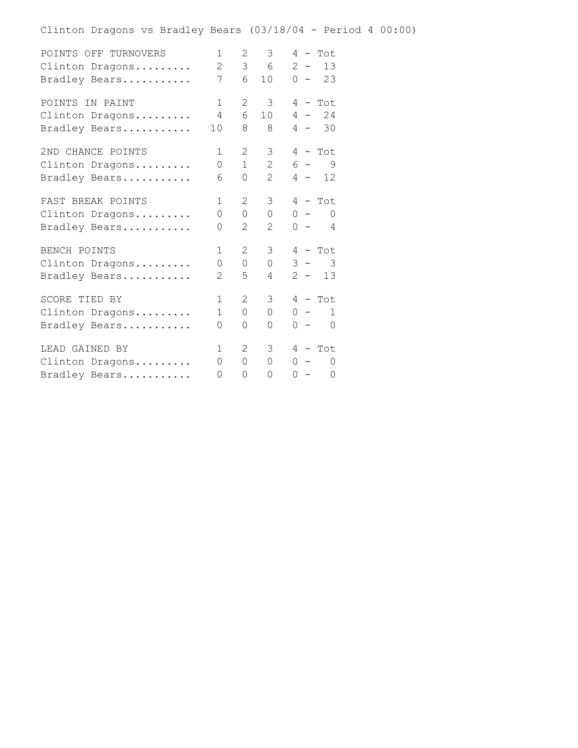Clinton Dragons vs Bradley Bears (03/18/04 - Period 4 00:00)

| POINTS OFF TURNOVERS | 1 | 2 | 3 | 4 | Tot |
|---|---|---|---|---|---|
| Clinton Dragons......... | 2 | 3 | 6 | 2 | 13 |
| Bradley Bears........... | 7 | 6 | 10 | 0 | 23 |

| POINTS IN PAINT | 1 | 2 | 3 | 4 | Tot |
|---|---|---|---|---|---|
| Clinton Dragons......... | 4 | 6 | 10 | 4 | 24 |
| Bradley Bears........... | 10 | 8 | 8 | 4 | 30 |

| 2ND CHANCE POINTS | 1 | 2 | 3 | 4 | Tot |
|---|---|---|---|---|---|
| Clinton Dragons......... | 0 | 1 | 2 | 6 | 9 |
| Bradley Bears........... | 6 | 0 | 2 | 4 | 12 |

| FAST BREAK POINTS | 1 | 2 | 3 | 4 | Tot |
|---|---|---|---|---|---|
| Clinton Dragons......... | 0 | 0 | 0 | 0 | 0 |
| Bradley Bears........... | 0 | 2 | 2 | 0 | 4 |

| BENCH POINTS | 1 | 2 | 3 | 4 | Tot |
|---|---|---|---|---|---|
| Clinton Dragons......... | 0 | 0 | 0 | 3 | 3 |
| Bradley Bears........... | 2 | 5 | 4 | 2 | 13 |

| SCORE TIED BY | 1 | 2 | 3 | 4 | Tot |
|---|---|---|---|---|---|
| Clinton Dragons......... | 1 | 0 | 0 | 0 | 1 |
| Bradley Bears........... | 0 | 0 | 0 | 0 | 0 |

| LEAD GAINED BY | 1 | 2 | 3 | 4 | Tot |
|---|---|---|---|---|---|
| Clinton Dragons......... | 0 | 0 | 0 | 0 | 0 |
| Bradley Bears........... | 0 | 0 | 0 | 0 | 0 |